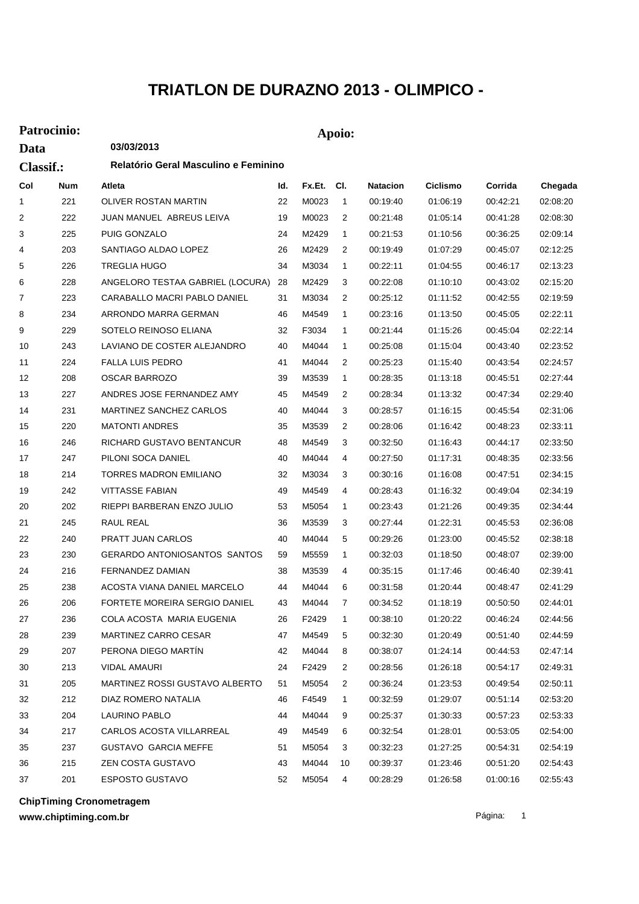# TRIATLON DE DURAZNO 2013 - OLIMPICO -

**Patrocinio:** **Apoio:**

**Data** **03/03/2013**

**Classif.:** **Relatório Geral Masculino e Feminino**

| Col | Num | Atleta | Id. | Fx.Et. | Cl. | Natacion | Ciclismo | Corrida | Chegada |
|---|---|---|---|---|---|---|---|---|---|
| 1 | 221 | OLIVER ROSTAN MARTIN | 22 | M0023 | 1 | 00:19:40 | 01:06:19 | 00:42:21 | 02:08:20 |
| 2 | 222 | JUAN MANUEL ABREUS LEIVA | 19 | M0023 | 2 | 00:21:48 | 01:05:14 | 00:41:28 | 02:08:30 |
| 3 | 225 | PUIG GONZALO | 24 | M2429 | 1 | 00:21:53 | 01:10:56 | 00:36:25 | 02:09:14 |
| 4 | 203 | SANTIAGO ALDAO LOPEZ | 26 | M2429 | 2 | 00:19:49 | 01:07:29 | 00:45:07 | 02:12:25 |
| 5 | 226 | TREGLIA HUGO | 34 | M3034 | 1 | 00:22:11 | 01:04:55 | 00:46:17 | 02:13:23 |
| 6 | 228 | ANGELORO TESTAA GABRIEL (LOCURA) | 28 | M2429 | 3 | 00:22:08 | 01:10:10 | 00:43:02 | 02:15:20 |
| 7 | 223 | CARABALLO MACRI PABLO DANIEL | 31 | M3034 | 2 | 00:25:12 | 01:11:52 | 00:42:55 | 02:19:59 |
| 8 | 234 | ARRONDO MARRA GERMAN | 46 | M4549 | 1 | 00:23:16 | 01:13:50 | 00:45:05 | 02:22:11 |
| 9 | 229 | SOTELO REINOSO ELIANA | 32 | F3034 | 1 | 00:21:44 | 01:15:26 | 00:45:04 | 02:22:14 |
| 10 | 243 | LAVIANO DE COSTER ALEJANDRO | 40 | M4044 | 1 | 00:25:08 | 01:15:04 | 00:43:40 | 02:23:52 |
| 11 | 224 | FALLA LUIS PEDRO | 41 | M4044 | 2 | 00:25:23 | 01:15:40 | 00:43:54 | 02:24:57 |
| 12 | 208 | OSCAR BARROZO | 39 | M3539 | 1 | 00:28:35 | 01:13:18 | 00:45:51 | 02:27:44 |
| 13 | 227 | ANDRES JOSE FERNANDEZ AMY | 45 | M4549 | 2 | 00:28:34 | 01:13:32 | 00:47:34 | 02:29:40 |
| 14 | 231 | MARTINEZ SANCHEZ CARLOS | 40 | M4044 | 3 | 00:28:57 | 01:16:15 | 00:45:54 | 02:31:06 |
| 15 | 220 | MATONTI ANDRES | 35 | M3539 | 2 | 00:28:06 | 01:16:42 | 00:48:23 | 02:33:11 |
| 16 | 246 | RICHARD GUSTAVO BENTANCUR | 48 | M4549 | 3 | 00:32:50 | 01:16:43 | 00:44:17 | 02:33:50 |
| 17 | 247 | PILONI SOCA DANIEL | 40 | M4044 | 4 | 00:27:50 | 01:17:31 | 00:48:35 | 02:33:56 |
| 18 | 214 | TORRES MADRON EMILIANO | 32 | M3034 | 3 | 00:30:16 | 01:16:08 | 00:47:51 | 02:34:15 |
| 19 | 242 | VITTASSE FABIAN | 49 | M4549 | 4 | 00:28:43 | 01:16:32 | 00:49:04 | 02:34:19 |
| 20 | 202 | RIEPPI BARBERAN ENZO JULIO | 53 | M5054 | 1 | 00:23:43 | 01:21:26 | 00:49:35 | 02:34:44 |
| 21 | 245 | RAUL REAL | 36 | M3539 | 3 | 00:27:44 | 01:22:31 | 00:45:53 | 02:36:08 |
| 22 | 240 | PRATT JUAN CARLOS | 40 | M4044 | 5 | 00:29:26 | 01:23:00 | 00:45:52 | 02:38:18 |
| 23 | 230 | GERARDO ANTONIOSANTOS SANTOS | 59 | M5559 | 1 | 00:32:03 | 01:18:50 | 00:48:07 | 02:39:00 |
| 24 | 216 | FERNANDEZ DAMIAN | 38 | M3539 | 4 | 00:35:15 | 01:17:46 | 00:46:40 | 02:39:41 |
| 25 | 238 | ACOSTA VIANA DANIEL MARCELO | 44 | M4044 | 6 | 00:31:58 | 01:20:44 | 00:48:47 | 02:41:29 |
| 26 | 206 | FORTETE MOREIRA SERGIO DANIEL | 43 | M4044 | 7 | 00:34:52 | 01:18:19 | 00:50:50 | 02:44:01 |
| 27 | 236 | COLA ACOSTA MARIA EUGENIA | 26 | F2429 | 1 | 00:38:10 | 01:20:22 | 00:46:24 | 02:44:56 |
| 28 | 239 | MARTINEZ CARRO CESAR | 47 | M4549 | 5 | 00:32:30 | 01:20:49 | 00:51:40 | 02:44:59 |
| 29 | 207 | PERONA DIEGO MARTÍN | 42 | M4044 | 8 | 00:38:07 | 01:24:14 | 00:44:53 | 02:47:14 |
| 30 | 213 | VIDAL AMAURI | 24 | F2429 | 2 | 00:28:56 | 01:26:18 | 00:54:17 | 02:49:31 |
| 31 | 205 | MARTINEZ ROSSI GUSTAVO ALBERTO | 51 | M5054 | 2 | 00:36:24 | 01:23:53 | 00:49:54 | 02:50:11 |
| 32 | 212 | DIAZ ROMERO NATALIA | 46 | F4549 | 1 | 00:32:59 | 01:29:07 | 00:51:14 | 02:53:20 |
| 33 | 204 | LAURINO PABLO | 44 | M4044 | 9 | 00:25:37 | 01:30:33 | 00:57:23 | 02:53:33 |
| 34 | 217 | CARLOS ACOSTA VILLARREAL | 49 | M4549 | 6 | 00:32:54 | 01:28:01 | 00:53:05 | 02:54:00 |
| 35 | 237 | GUSTAVO GARCIA MEFFE | 51 | M5054 | 3 | 00:32:23 | 01:27:25 | 00:54:31 | 02:54:19 |
| 36 | 215 | ZEN COSTA GUSTAVO | 43 | M4044 | 10 | 00:39:37 | 01:23:46 | 00:51:20 | 02:54:43 |
| 37 | 201 | ESPOSTO GUSTAVO | 52 | M5054 | 4 | 00:28:29 | 01:26:58 | 01:00:16 | 02:55:43 |

**ChipTiming Cronometragem**
**www.chiptiming.com.br**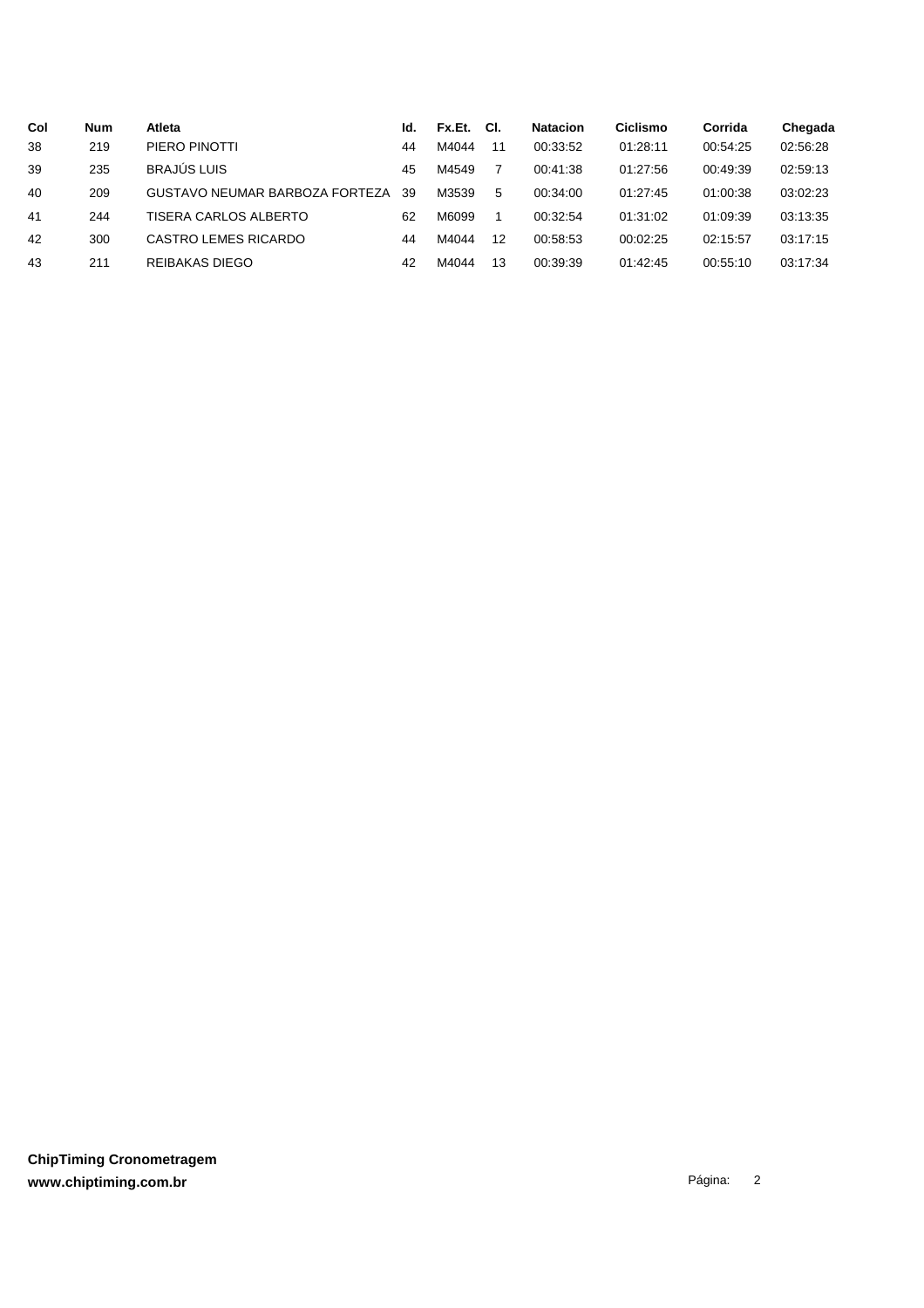| Col | Num | Atleta | Id. | Fx.Et. | Cl. | Natacion | Ciclismo | Corrida | Chegada |
|---|---|---|---|---|---|---|---|---|---|
| 38 | 219 | PIERO PINOTTI | 44 | M4044 | 11 | 00:33:52 | 01:28:11 | 00:54:25 | 02:56:28 |
| 39 | 235 | BRAJÚS LUIS | 45 | M4549 | 7 | 00:41:38 | 01:27:56 | 00:49:39 | 02:59:13 |
| 40 | 209 | GUSTAVO NEUMAR BARBOZA FORTEZA | 39 | M3539 | 5 | 00:34:00 | 01:27:45 | 01:00:38 | 03:02:23 |
| 41 | 244 | TISERA CARLOS ALBERTO | 62 | M6099 | 1 | 00:32:54 | 01:31:02 | 01:09:39 | 03:13:35 |
| 42 | 300 | CASTRO LEMES RICARDO | 44 | M4044 | 12 | 00:58:53 | 00:02:25 | 02:15:57 | 03:17:15 |
| 43 | 211 | REIBAKAS DIEGO | 42 | M4044 | 13 | 00:39:39 | 01:42:45 | 00:55:10 | 03:17:34 |

**ChipTiming Cronometragem**
**www.chiptiming.com.br**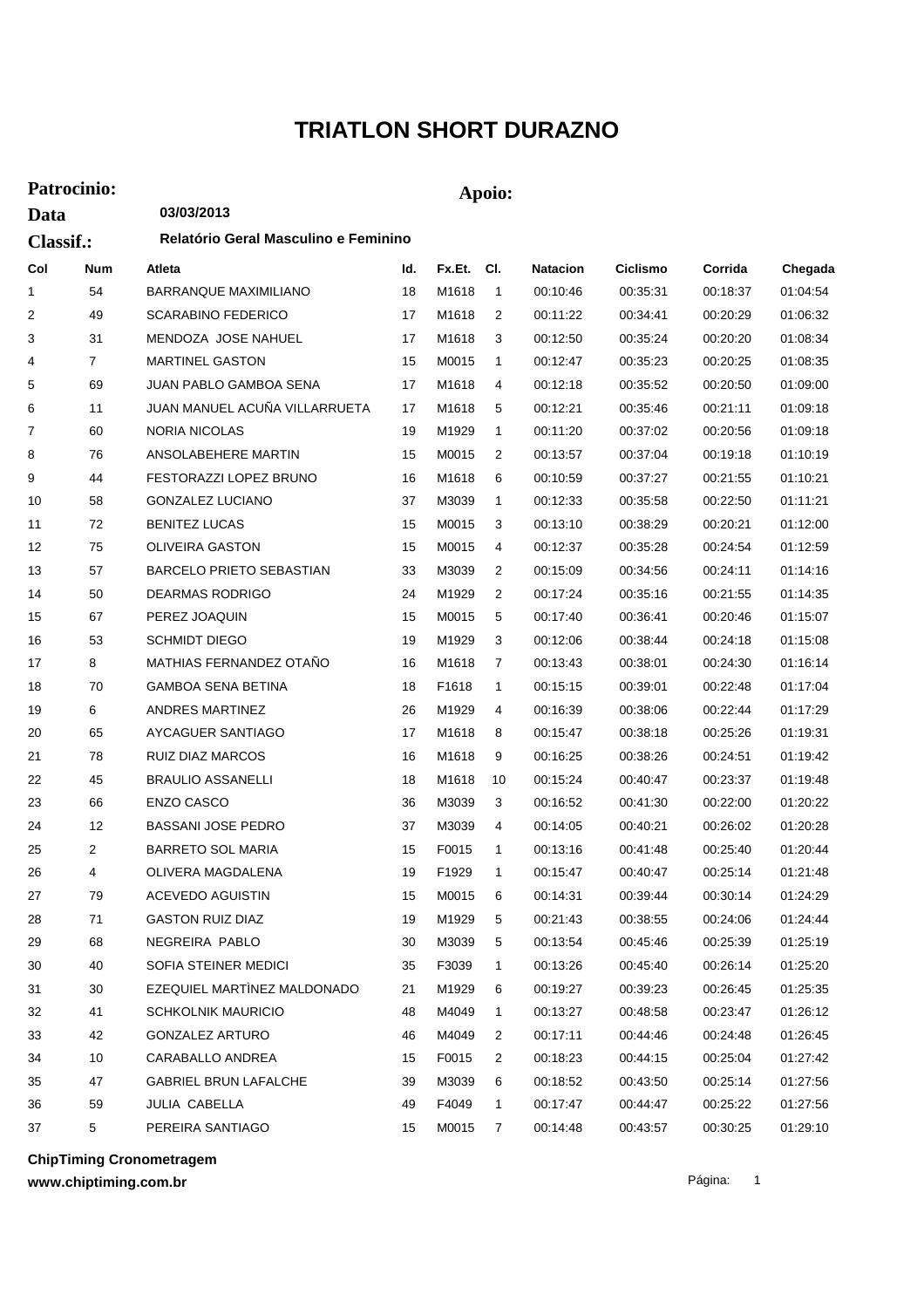# TRIATLON SHORT DURAZNO

**Patrocinio:**

**Apoio:**

**Data** 03/03/2013

**Classif.:** Relatório Geral Masculino e Feminino

| Col | Num | Atleta | Id. | Fx.Et. | Cl. | Natacion | Ciclismo | Corrida | Chegada |
|---|---|---|---|---|---|---|---|---|---|
| 1 | 54 | BARRANQUE MAXIMILIANO | 18 | M1618 | 1 | 00:10:46 | 00:35:31 | 00:18:37 | 01:04:54 |
| 2 | 49 | SCARABINO FEDERICO | 17 | M1618 | 2 | 00:11:22 | 00:34:41 | 00:20:29 | 01:06:32 |
| 3 | 31 | MENDOZA JOSE NAHUEL | 17 | M1618 | 3 | 00:12:50 | 00:35:24 | 00:20:20 | 01:08:34 |
| 4 | 7 | MARTINEL GASTON | 15 | M0015 | 1 | 00:12:47 | 00:35:23 | 00:20:25 | 01:08:35 |
| 5 | 69 | JUAN PABLO GAMBOA SENA | 17 | M1618 | 4 | 00:12:18 | 00:35:52 | 00:20:50 | 01:09:00 |
| 6 | 11 | JUAN MANUEL ACUÑA VILLARRUETA | 17 | M1618 | 5 | 00:12:21 | 00:35:46 | 00:21:11 | 01:09:18 |
| 7 | 60 | NORIA NICOLAS | 19 | M1929 | 1 | 00:11:20 | 00:37:02 | 00:20:56 | 01:09:18 |
| 8 | 76 | ANSOLABEHERE MARTIN | 15 | M0015 | 2 | 00:13:57 | 00:37:04 | 00:19:18 | 01:10:19 |
| 9 | 44 | FESTORAZZI LOPEZ BRUNO | 16 | M1618 | 6 | 00:10:59 | 00:37:27 | 00:21:55 | 01:10:21 |
| 10 | 58 | GONZALEZ LUCIANO | 37 | M3039 | 1 | 00:12:33 | 00:35:58 | 00:22:50 | 01:11:21 |
| 11 | 72 | BENITEZ LUCAS | 15 | M0015 | 3 | 00:13:10 | 00:38:29 | 00:20:21 | 01:12:00 |
| 12 | 75 | OLIVEIRA GASTON | 15 | M0015 | 4 | 00:12:37 | 00:35:28 | 00:24:54 | 01:12:59 |
| 13 | 57 | BARCELO PRIETO SEBASTIAN | 33 | M3039 | 2 | 00:15:09 | 00:34:56 | 00:24:11 | 01:14:16 |
| 14 | 50 | DEARMAS RODRIGO | 24 | M1929 | 2 | 00:17:24 | 00:35:16 | 00:21:55 | 01:14:35 |
| 15 | 67 | PEREZ JOAQUIN | 15 | M0015 | 5 | 00:17:40 | 00:36:41 | 00:20:46 | 01:15:07 |
| 16 | 53 | SCHMIDT DIEGO | 19 | M1929 | 3 | 00:12:06 | 00:38:44 | 00:24:18 | 01:15:08 |
| 17 | 8 | MATHIAS FERNANDEZ OTAÑO | 16 | M1618 | 7 | 00:13:43 | 00:38:01 | 00:24:30 | 01:16:14 |
| 18 | 70 | GAMBOA SENA BETINA | 18 | F1618 | 1 | 00:15:15 | 00:39:01 | 00:22:48 | 01:17:04 |
| 19 | 6 | ANDRES MARTINEZ | 26 | M1929 | 4 | 00:16:39 | 00:38:06 | 00:22:44 | 01:17:29 |
| 20 | 65 | AYCAGUER SANTIAGO | 17 | M1618 | 8 | 00:15:47 | 00:38:18 | 00:25:26 | 01:19:31 |
| 21 | 78 | RUIZ DIAZ MARCOS | 16 | M1618 | 9 | 00:16:25 | 00:38:26 | 00:24:51 | 01:19:42 |
| 22 | 45 | BRAULIO ASSANELLI | 18 | M1618 | 10 | 00:15:24 | 00:40:47 | 00:23:37 | 01:19:48 |
| 23 | 66 | ENZO CASCO | 36 | M3039 | 3 | 00:16:52 | 00:41:30 | 00:22:00 | 01:20:22 |
| 24 | 12 | BASSANI JOSE PEDRO | 37 | M3039 | 4 | 00:14:05 | 00:40:21 | 00:26:02 | 01:20:28 |
| 25 | 2 | BARRETO SOL MARIA | 15 | F0015 | 1 | 00:13:16 | 00:41:48 | 00:25:40 | 01:20:44 |
| 26 | 4 | OLIVERA MAGDALENA | 19 | F1929 | 1 | 00:15:47 | 00:40:47 | 00:25:14 | 01:21:48 |
| 27 | 79 | ACEVEDO AGUISTIN | 15 | M0015 | 6 | 00:14:31 | 00:39:44 | 00:30:14 | 01:24:29 |
| 28 | 71 | GASTON RUIZ DIAZ | 19 | M1929 | 5 | 00:21:43 | 00:38:55 | 00:24:06 | 01:24:44 |
| 29 | 68 | NEGREIRA PABLO | 30 | M3039 | 5 | 00:13:54 | 00:45:46 | 00:25:39 | 01:25:19 |
| 30 | 40 | SOFIA STEINER MEDICI | 35 | F3039 | 1 | 00:13:26 | 00:45:40 | 00:26:14 | 01:25:20 |
| 31 | 30 | EZEQUIEL MARTÌNEZ MALDONADO | 21 | M1929 | 6 | 00:19:27 | 00:39:23 | 00:26:45 | 01:25:35 |
| 32 | 41 | SCHKOLNIK MAURICIO | 48 | M4049 | 1 | 00:13:27 | 00:48:58 | 00:23:47 | 01:26:12 |
| 33 | 42 | GONZALEZ ARTURO | 46 | M4049 | 2 | 00:17:11 | 00:44:46 | 00:24:48 | 01:26:45 |
| 34 | 10 | CARABALLO ANDREA | 15 | F0015 | 2 | 00:18:23 | 00:44:15 | 00:25:04 | 01:27:42 |
| 35 | 47 | GABRIEL BRUN LAFALCHE | 39 | M3039 | 6 | 00:18:52 | 00:43:50 | 00:25:14 | 01:27:56 |
| 36 | 59 | JULIA CABELLA | 49 | F4049 | 1 | 00:17:47 | 00:44:47 | 00:25:22 | 01:27:56 |
| 37 | 5 | PEREIRA SANTIAGO | 15 | M0015 | 7 | 00:14:48 | 00:43:57 | 00:30:25 | 01:29:10 |

**ChipTiming Cronometragem**
**www.chiptiming.com.br**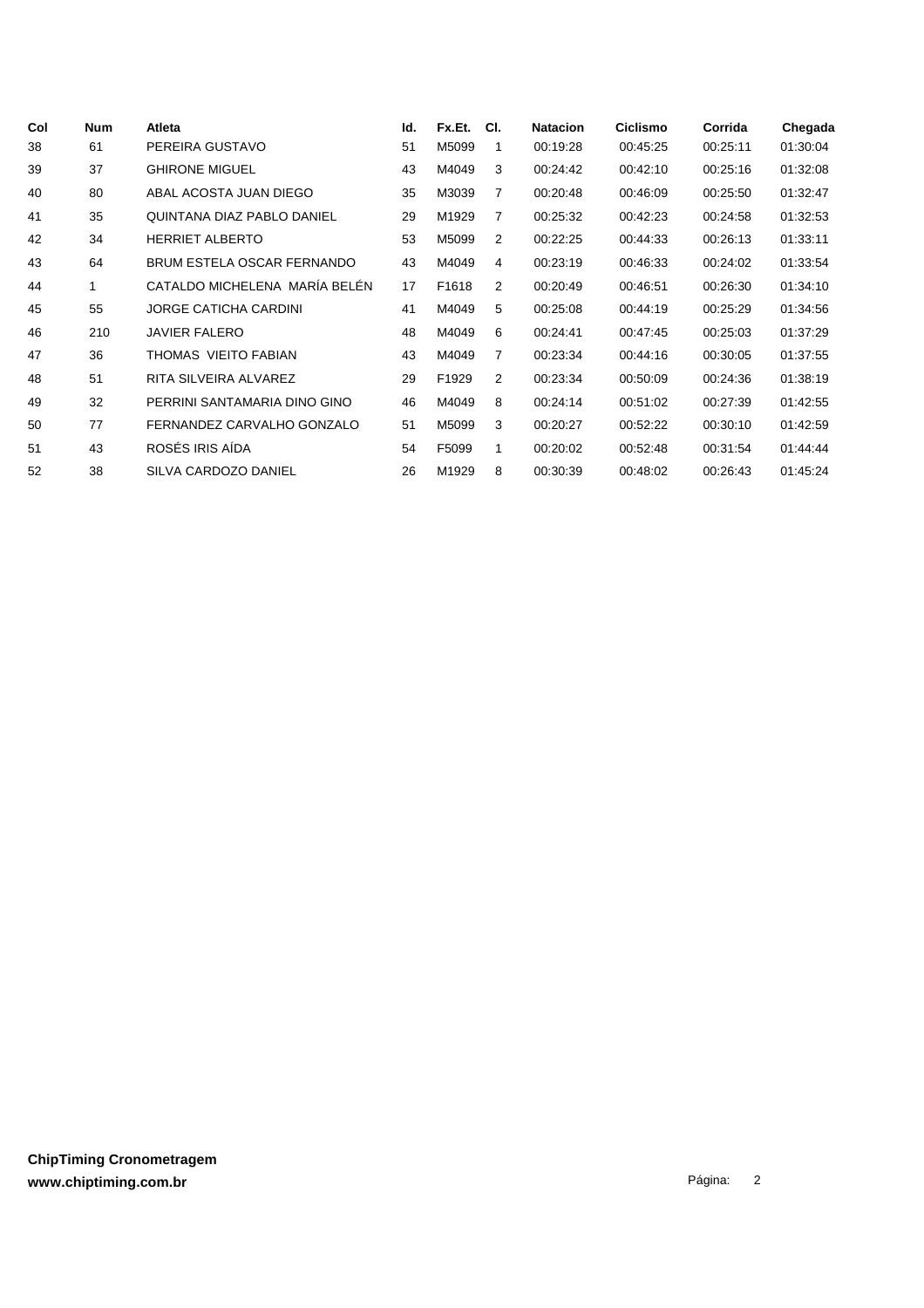| Col | Num | Atleta | Id. | Fx.Et. | Cl. | Natacion | Ciclismo | Corrida | Chegada |
|---|---|---|---|---|---|---|---|---|---|
| 38 | 61 | PEREIRA GUSTAVO | 51 | M5099 | 1 | 00:19:28 | 00:45:25 | 00:25:11 | 01:30:04 |
| 39 | 37 | GHIRONE MIGUEL | 43 | M4049 | 3 | 00:24:42 | 00:42:10 | 00:25:16 | 01:32:08 |
| 40 | 80 | ABAL ACOSTA JUAN DIEGO | 35 | M3039 | 7 | 00:20:48 | 00:46:09 | 00:25:50 | 01:32:47 |
| 41 | 35 | QUINTANA DIAZ PABLO DANIEL | 29 | M1929 | 7 | 00:25:32 | 00:42:23 | 00:24:58 | 01:32:53 |
| 42 | 34 | HERRIET ALBERTO | 53 | M5099 | 2 | 00:22:25 | 00:44:33 | 00:26:13 | 01:33:11 |
| 43 | 64 | BRUM ESTELA OSCAR FERNANDO | 43 | M4049 | 4 | 00:23:19 | 00:46:33 | 00:24:02 | 01:33:54 |
| 44 | 1 | CATALDO MICHELENA MARÍA BELÉN | 17 | F1618 | 2 | 00:20:49 | 00:46:51 | 00:26:30 | 01:34:10 |
| 45 | 55 | JORGE CATICHA CARDINI | 41 | M4049 | 5 | 00:25:08 | 00:44:19 | 00:25:29 | 01:34:56 |
| 46 | 210 | JAVIER FALERO | 48 | M4049 | 6 | 00:24:41 | 00:47:45 | 00:25:03 | 01:37:29 |
| 47 | 36 | THOMAS VIEITO FABIAN | 43 | M4049 | 7 | 00:23:34 | 00:44:16 | 00:30:05 | 01:37:55 |
| 48 | 51 | RITA SILVEIRA ALVAREZ | 29 | F1929 | 2 | 00:23:34 | 00:50:09 | 00:24:36 | 01:38:19 |
| 49 | 32 | PERRINI SANTAMARIA DINO GINO | 46 | M4049 | 8 | 00:24:14 | 00:51:02 | 00:27:39 | 01:42:55 |
| 50 | 77 | FERNANDEZ CARVALHO GONZALO | 51 | M5099 | 3 | 00:20:27 | 00:52:22 | 00:30:10 | 01:42:59 |
| 51 | 43 | ROSÉS IRIS AÍDA | 54 | F5099 | 1 | 00:20:02 | 00:52:48 | 00:31:54 | 01:44:44 |
| 52 | 38 | SILVA CARDOZO DANIEL | 26 | M1929 | 8 | 00:30:39 | 00:48:02 | 00:26:43 | 01:45:24 |

**ChipTiming Cronometragem**
**www.chiptiming.com.br**